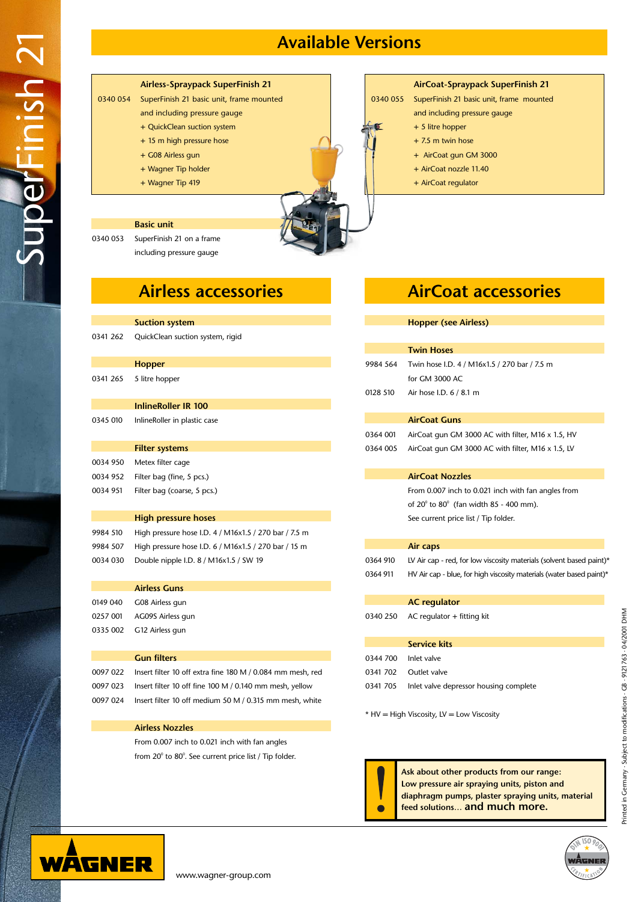# Available Versions

### Airless-Spraypack SuperFinish 21

| | |
|---|---|
| 0340 054 | SuperFinish 21 basic unit, frame mounted and including pressure gauge |
| | + QuickClean suction system |
| | + 15 m high pressure hose |
| | + G08 Airless gun |
| | + Wagner Tip holder |
| | + Wagner Tip 419 |

### AirCoat-Spraypack SuperFinish 21

| | |
|---|---|
| 0340 055 | SuperFinish 21 basic unit, frame mounted and including pressure gauge |
| | + 5 litre hopper |
| | + 7.5 m twin hose |
| | + AirCoat gun GM 3000 |
| | + AirCoat nozzle 11.40 |
| | + AirCoat regulator |

### Basic unit

| | |
|---|---|
| 0340 053 | SuperFinish 21 on a frame including pressure gauge |

## Airless accessories

### Suction system

| | |
|---|---|
| 0341 262 | QuickClean suction system, rigid |

### Hopper

| | |
|---|---|
| 0341 265 | 5 litre hopper |

### InlineRoller IR 100

| | |
|---|---|
| 0345 010 | InlineRoller in plastic case |

### Filter systems

| | |
|---|---|
| 0034 950 | Metex filter cage |
| 0034 952 | Filter bag (fine, 5 pcs.) |
| 0034 951 | Filter bag (coarse, 5 pcs.) |

### High pressure hoses

| | |
|---|---|
| 9984 510 | High pressure hose I.D. 4 / M16x1.5 / 270 bar / 7.5 m |
| 9984 507 | High pressure hose I.D. 6 / M16x1.5 / 270 bar / 15 m |
| 0034 030 | Double nipple I.D. 8 / M16x1.5 / SW 19 |

### Airless Guns

| | |
|---|---|
| 0149 040 | G08 Airless gun |
| 0257 001 | AG09S Airless gun |
| 0335 002 | G12 Airless gun |

### Gun filters

| | |
|---|---|
| 0097 022 | Insert filter 10 off extra fine 180 M / 0.084 mm mesh, red |
| 0097 023 | Insert filter 10 off fine 100 M / 0.140 mm mesh, yellow |
| 0097 024 | Insert filter 10 off medium 50 M / 0.315 mm mesh, white |

### Airless Nozzles

From 0.007 inch to 0.021 inch with fan angles from 20° to 80°. See current price list / Tip folder.

## AirCoat accessories

### Hopper (see Airless)

### Twin Hoses

| | |
|---|---|
| 9984 564 | Twin hose I.D. 4 / M16x1.5 / 270 bar / 7.5 m for GM 3000 AC |
| 0128 510 | Air hose I.D. 6 / 8.1 m |

### AirCoat Guns

| | |
|---|---|
| 0364 001 | AirCoat gun GM 3000 AC with filter, M16 x 1.5, HV |
| 0364 005 | AirCoat gun GM 3000 AC with filter, M16 x 1.5, LV |

### AirCoat Nozzles

From 0.007 inch to 0.021 inch with fan angles from of 20° to 80° (fan width 85 - 400 mm). See current price list / Tip folder.

### Air caps

| | |
|---|---|
| 0364 910 | LV Air cap - red, for low viscosity materials (solvent based paint)* |
| 0364 911 | HV Air cap - blue, for high viscosity materials (water based paint)* |

### AC regulator

| | |
|---|---|
| 0340 250 | AC regulator + fitting kit |

### Service kits

| | |
|---|---|
| 0344 700 | Inlet valve |
| 0341 702 | Outlet valve |
| 0341 705 | Inlet valve depressor housing complete |

* HV = High Viscosity, LV = Low Viscosity

**Ask about other products from our range: Low pressure air spraying units, piston and diaphragm pumps, plaster spraying units, material feed solutions... and much more.**

WAGNER

www.wagner-group.com

Printed in Germany · Subject to modifications · GB · 9121763 · 04/2001 DHM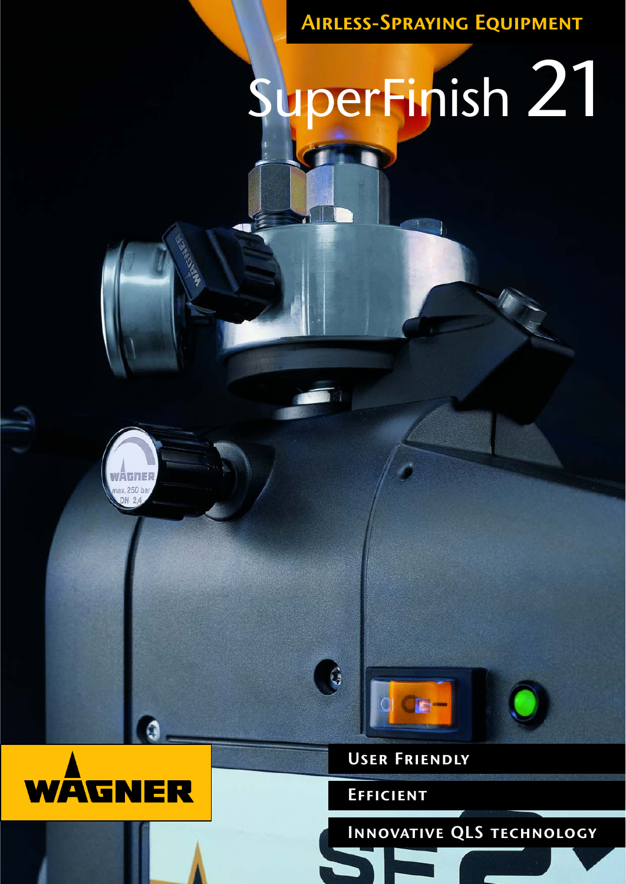# Airless-Spraying Equipment

# SuperFinish 21

- User Friendly
- Efficient
- Innovative QLS technology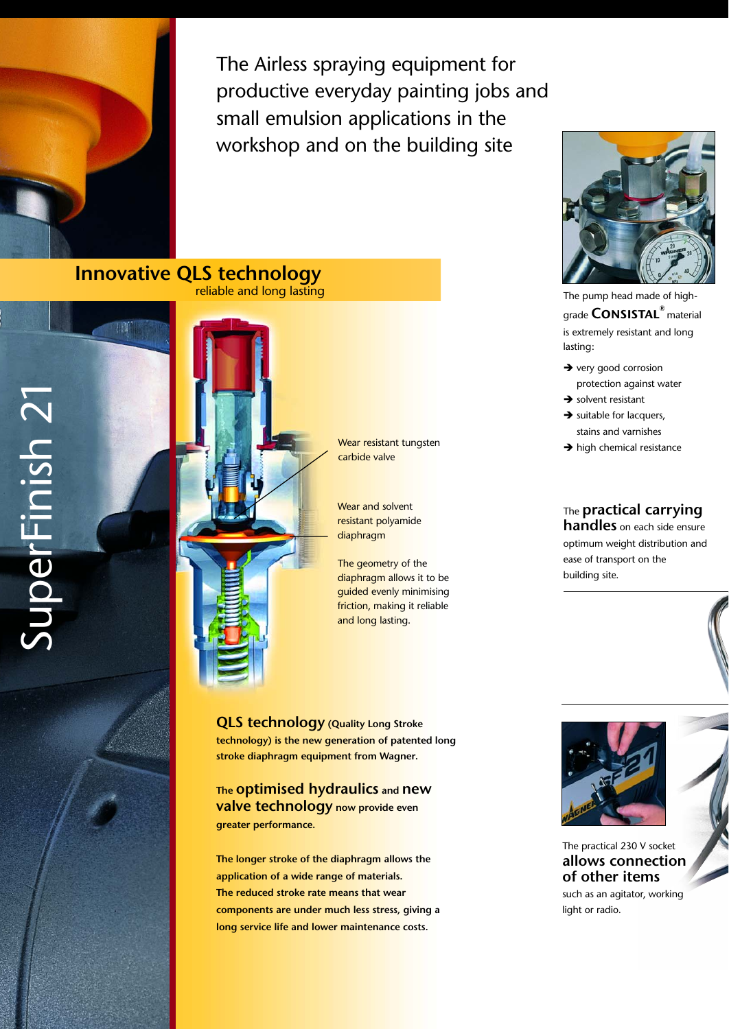# SuperFinish 21

The Airless spraying equipment for productive everyday painting jobs and small emulsion applications in the workshop and on the building site

## Innovative QLS technology

reliable and long lasting

Wear resistant tungsten carbide valve

Wear and solvent resistant polyamide diaphragm

The geometry of the diaphragm allows it to be guided evenly minimising friction, making it reliable and long lasting.

**QLS technology (Quality Long Stroke technology) is the new generation of patented long stroke diaphragm equipment from Wagner.**

**The optimised hydraulics and new valve technology now provide even greater performance.**

**The longer stroke of the diaphragm allows the application of a wide range of materials. The reduced stroke rate means that wear components are under much less stress, giving a long service life and lower maintenance costs.**

The pump head made of high-grade **CONSISTAL®** material is extremely resistant and long lasting:

- ➔ very good corrosion protection against water
- ➔ solvent resistant
- ➔ suitable for lacquers, stains and varnishes
- ➔ high chemical resistance

The **practical carrying handles** on each side ensure optimum weight distribution and ease of transport on the building site.

The practical 230 V socket **allows connection of other items** such as an agitator, working light or radio.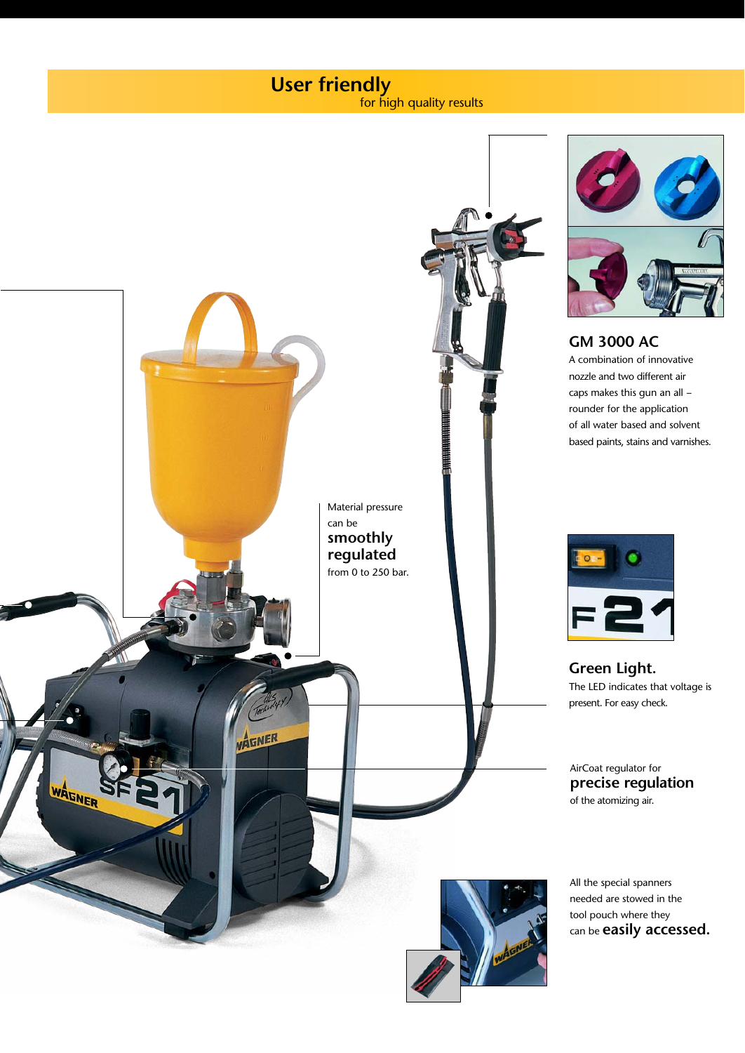# User friendly

for high quality results

Material pressure can be **smoothly regulated** from 0 to 250 bar.

## GM 3000 AC

A combination of innovative nozzle and two different air caps makes this gun an all – rounder for the application of all water based and solvent based paints, stains and varnishes.

## Green Light.

The LED indicates that voltage is present. For easy check.

AirCoat regulator for **precise regulation** of the atomizing air.

All the special spanners needed are stowed in the tool pouch where they can be **easily accessed.**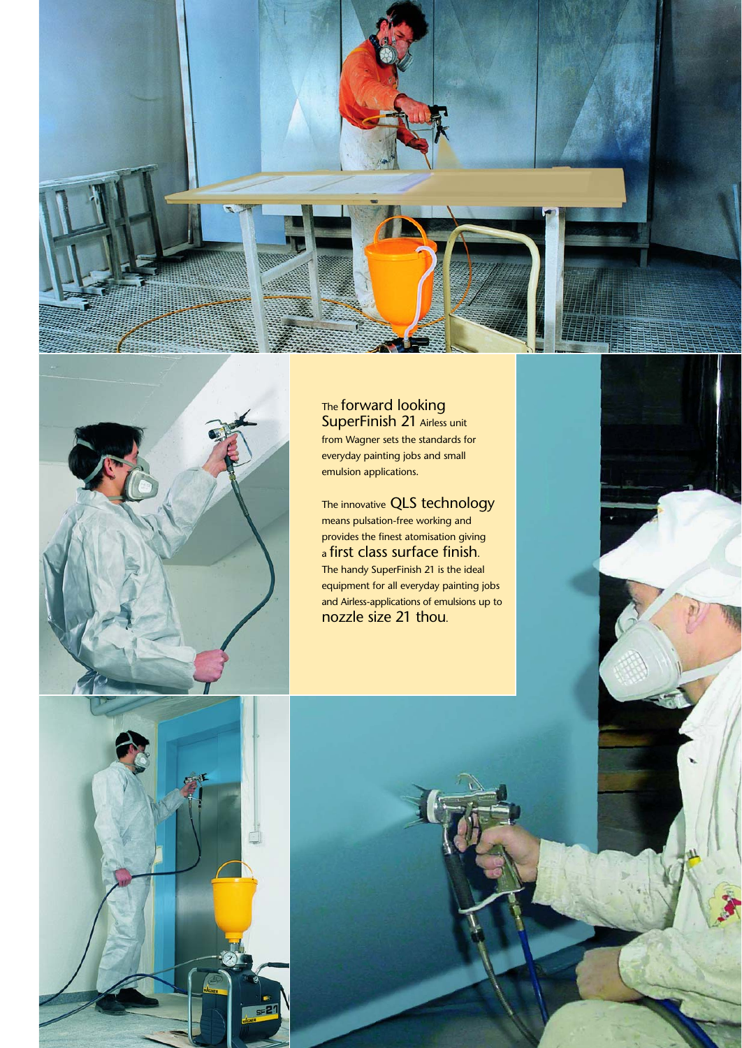The **forward looking SuperFinish 21** Airless unit from Wagner sets the standards for everyday painting jobs and small emulsion applications.

The innovative **QLS technology** means pulsation-free working and provides the finest atomisation giving a **first class surface finish**. The handy SuperFinish 21 is the ideal equipment for all everyday painting jobs and Airless-applications of emulsions up to **nozzle size 21 thou**.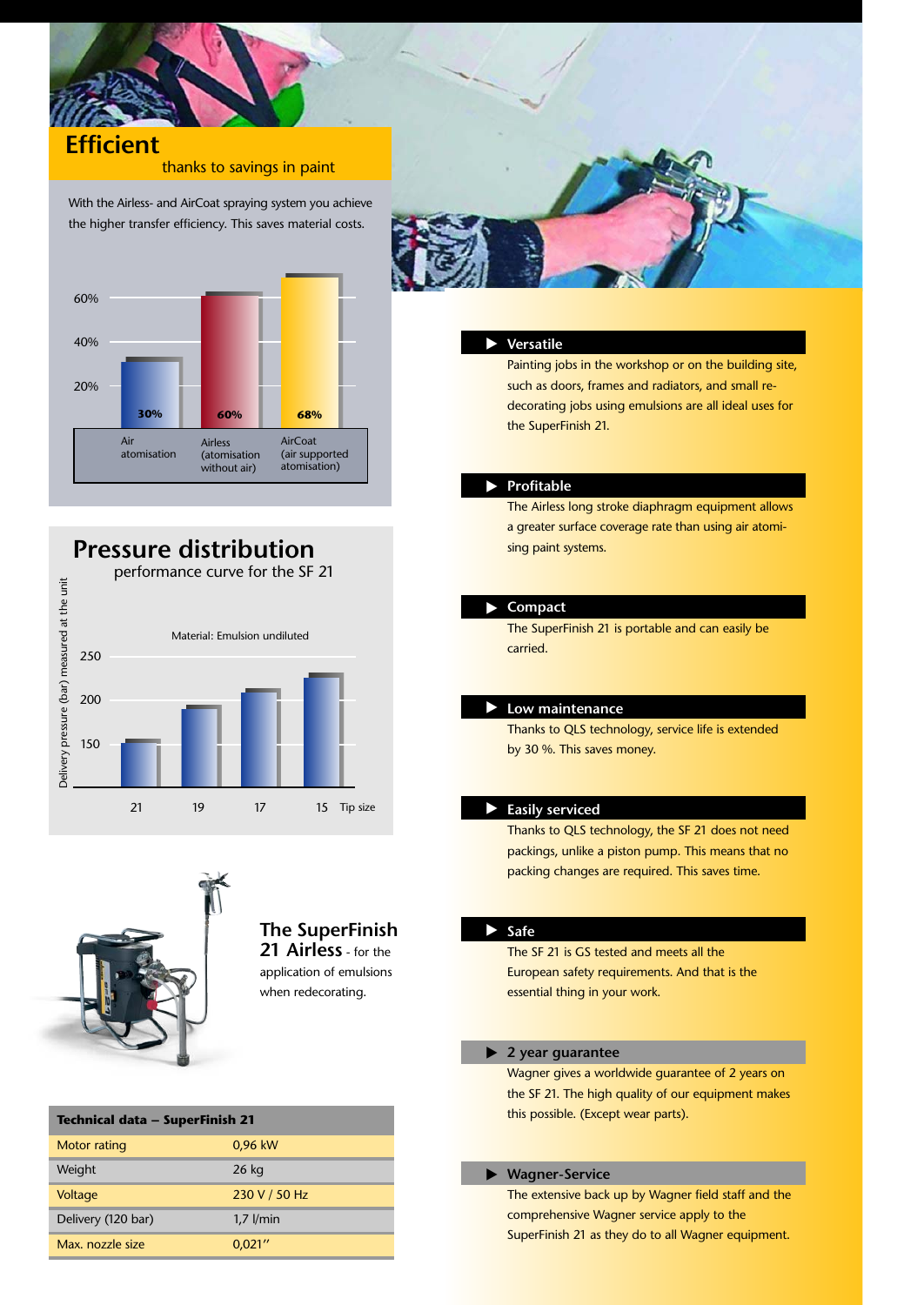## Efficient

thanks to savings in paint

With the Airless- and AirCoat spraying system you achieve the higher transfer efficiency. This saves material costs.

60%
40%
20%

30%
Air atomisation

60%
Airless (atomisation without air)

68%
AirCoat (air supported atomisation)

## Pressure distribution

performance curve for the SF 21

Material: Emulsion undiluted

Delivery pressure (bar) measured at the unit

250
200
150

21
19
17
15
Tip size

### The SuperFinish 21 Airless - for the application of emulsions when redecorating.

| Technical data – SuperFinish 21 | |
|---|---|
| Motor rating | 0,96 kW |
| Weight | 26 kg |
| Voltage | 230 V / 50 Hz |
| Delivery (120 bar) | 1,7 l/min |
| Max. nozzle size | 0,021″ |

### ▶ Versatile

Painting jobs in the workshop or on the building site, such as doors, frames and radiators, and small re-decorating jobs using emulsions are all ideal uses for the SuperFinish 21.

### ▶ Profitable

The Airless long stroke diaphragm equipment allows a greater surface coverage rate than using air atomi-sing paint systems.

### ▶ Compact

The SuperFinish 21 is portable and can easily be carried.

### ▶ Low maintenance

Thanks to QLS technology, service life is extended by 30 %. This saves money.

### ▶ Easily serviced

Thanks to QLS technology, the SF 21 does not need packings, unlike a piston pump. This means that no packing changes are required. This saves time.

### ▶ Safe

The SF 21 is GS tested and meets all the European safety requirements. And that is the essential thing in your work.

### ▶ 2 year guarantee

Wagner gives a worldwide guarantee of 2 years on the SF 21. The high quality of our equipment makes this possible. (Except wear parts).

### ▶ Wagner-Service

The extensive back up by Wagner field staff and the comprehensive Wagner service apply to the SuperFinish 21 as they do to all Wagner equipment.